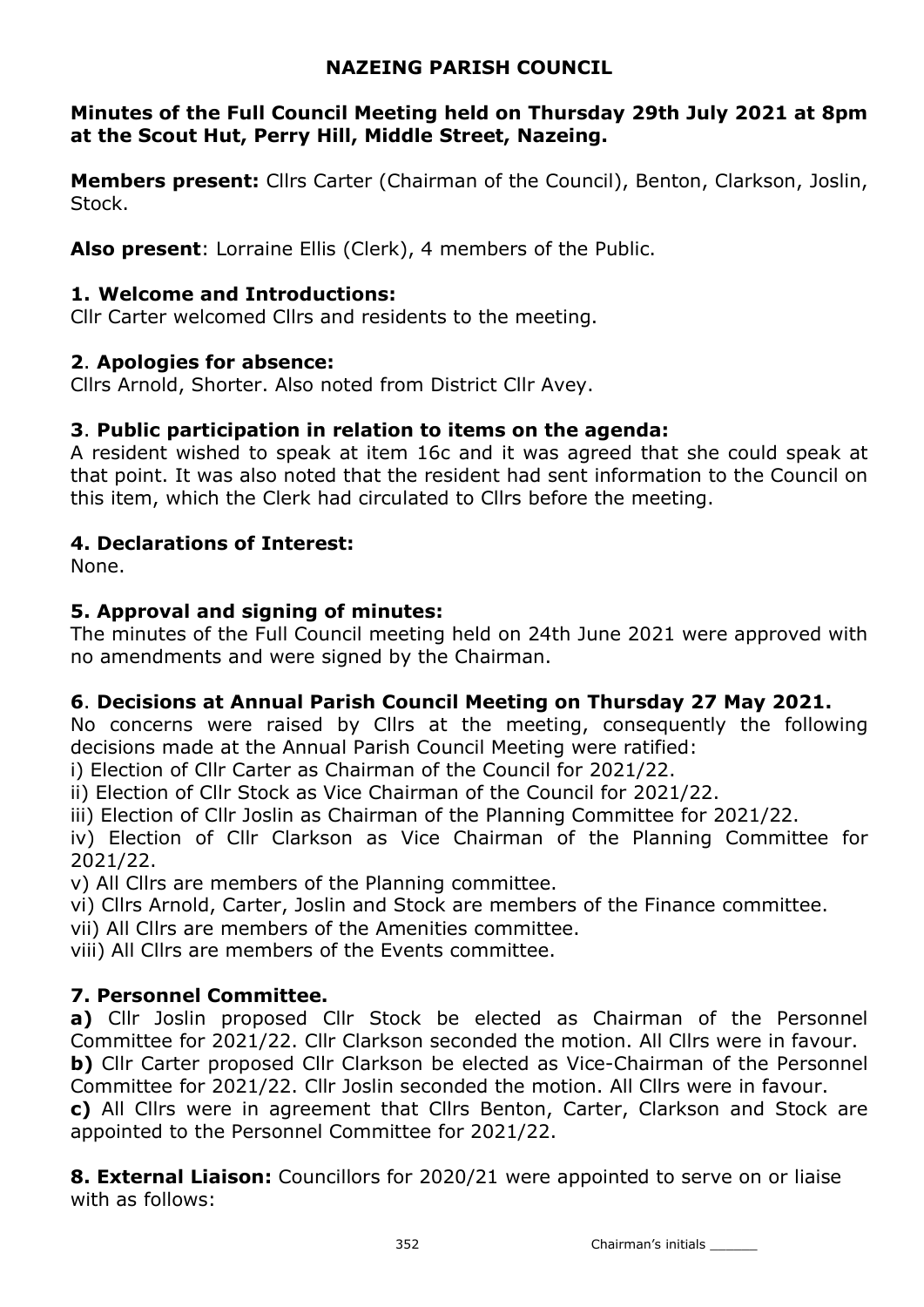## NAZEING PARISH COUNCIL

**Minutes of the Full Council Meeting held on Thursday 29th July 2021 at 8pm at the Scout Hut, Perry Hill, Middle Street, Nazeing.**

**Members present:** Cllrs Carter (Chairman of the Council), Benton, Clarkson, Joslin, Stock.

**Also present**: Lorraine Ellis (Clerk), 4 members of the Public.

### 1. Welcome and Introductions:

Cllr Carter welcomed Cllrs and residents to the meeting.

### 2. Apologies for absence:

Cllrs Arnold, Shorter. Also noted from District Cllr Avey.

### 3. Public participation in relation to items on the agenda:

A resident wished to speak at item 16c and it was agreed that she could speak at that point. It was also noted that the resident had sent information to the Council on this item, which the Clerk had circulated to Cllrs before the meeting.

### 4. Declarations of Interest:

None.

### 5. Approval and signing of minutes:

The minutes of the Full Council meeting held on 24th June 2021 were approved with no amendments and were signed by the Chairman.

### 6. Decisions at Annual Parish Council Meeting on Thursday 27 May 2021.

No concerns were raised by Cllrs at the meeting, consequently the following decisions made at the Annual Parish Council Meeting were ratified:

i) Election of Cllr Carter as Chairman of the Council for 2021/22.

ii) Election of Cllr Stock as Vice Chairman of the Council for 2021/22.

iii) Election of Cllr Joslin as Chairman of the Planning Committee for 2021/22.

iv) Election of Cllr Clarkson as Vice Chairman of the Planning Committee for 2021/22.

v) All Cllrs are members of the Planning committee.

vi) Cllrs Arnold, Carter, Joslin and Stock are members of the Finance committee.

vii) All Cllrs are members of the Amenities committee.

viii) All Cllrs are members of the Events committee.

### 7. Personnel Committee.

**a)** Cllr Joslin proposed Cllr Stock be elected as Chairman of the Personnel Committee for 2021/22. Cllr Clarkson seconded the motion. All Cllrs were in favour.

**b)** Cllr Carter proposed Cllr Clarkson be elected as Vice-Chairman of the Personnel Committee for 2021/22. Cllr Joslin seconded the motion. All Cllrs were in favour.

**c)** All Cllrs were in agreement that Cllrs Benton, Carter, Clarkson and Stock are appointed to the Personnel Committee for 2021/22.

**8. External Liaison:** Councillors for 2020/21 were appointed to serve on or liaise with as follows: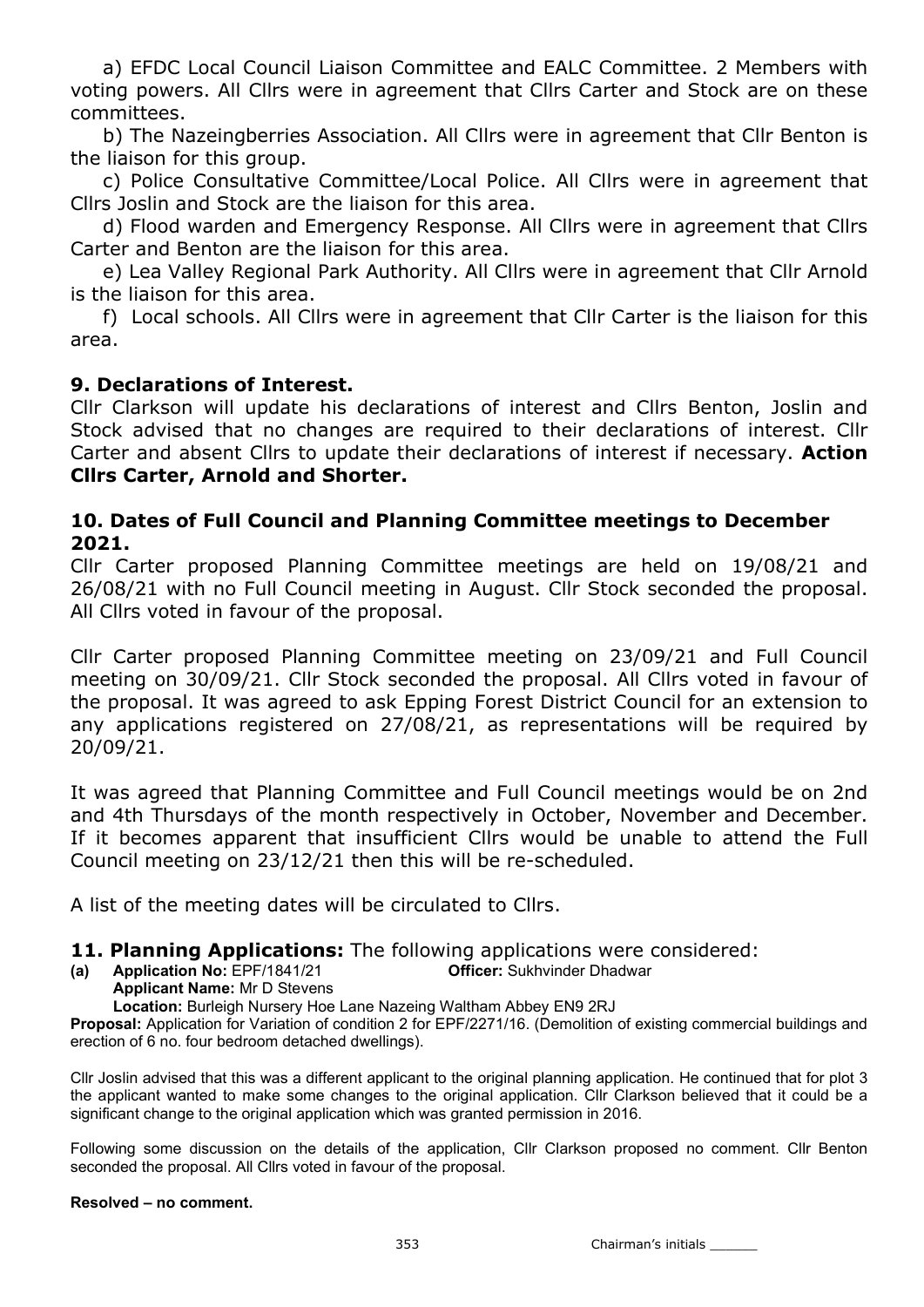a) EFDC Local Council Liaison Committee and EALC Committee. 2 Members with voting powers. All Cllrs were in agreement that Cllrs Carter and Stock are on these committees.

b) The Nazeingberries Association. All Cllrs were in agreement that Cllr Benton is the liaison for this group.

c) Police Consultative Committee/Local Police. All Cllrs were in agreement that Cllrs Joslin and Stock are the liaison for this area.

d) Flood warden and Emergency Response. All Cllrs were in agreement that Cllrs Carter and Benton are the liaison for this area.

e) Lea Valley Regional Park Authority. All Cllrs were in agreement that Cllr Arnold is the liaison for this area.

f) Local schools. All Cllrs were in agreement that Cllr Carter is the liaison for this area.

### 9. Declarations of Interest.

Cllr Clarkson will update his declarations of interest and Cllrs Benton, Joslin and Stock advised that no changes are required to their declarations of interest. Cllr Carter and absent Cllrs to update their declarations of interest if necessary. **Action Cllrs Carter, Arnold and Shorter.**

### 10. Dates of Full Council and Planning Committee meetings to December 2021.

Cllr Carter proposed Planning Committee meetings are held on 19/08/21 and 26/08/21 with no Full Council meeting in August. Cllr Stock seconded the proposal. All Cllrs voted in favour of the proposal.

Cllr Carter proposed Planning Committee meeting on 23/09/21 and Full Council meeting on 30/09/21. Cllr Stock seconded the proposal. All Cllrs voted in favour of the proposal. It was agreed to ask Epping Forest District Council for an extension to any applications registered on 27/08/21, as representations will be required by 20/09/21.

It was agreed that Planning Committee and Full Council meetings would be on 2nd and 4th Thursdays of the month respectively in October, November and December. If it becomes apparent that insufficient Cllrs would be unable to attend the Full Council meeting on 23/12/21 then this will be re-scheduled.

A list of the meeting dates will be circulated to Cllrs.

### 11. Planning Applications: The following applications were considered:

**(a) Application No:** EPF/1841/21 **Officer:** Sukhvinder Dhadwar
**Applicant Name:** Mr D Stevens
**Location:** Burleigh Nursery Hoe Lane Nazeing Waltham Abbey EN9 2RJ
**Proposal:** Application for Variation of condition 2 for EPF/2271/16. (Demolition of existing commercial buildings and erection of 6 no. four bedroom detached dwellings).

Cllr Joslin advised that this was a different applicant to the original planning application. He continued that for plot 3 the applicant wanted to make some changes to the original application. Cllr Clarkson believed that it could be a significant change to the original application which was granted permission in 2016.

Following some discussion on the details of the application, Cllr Clarkson proposed no comment. Cllr Benton seconded the proposal. All Cllrs voted in favour of the proposal.

**Resolved – no comment.**

Chairman's initials ______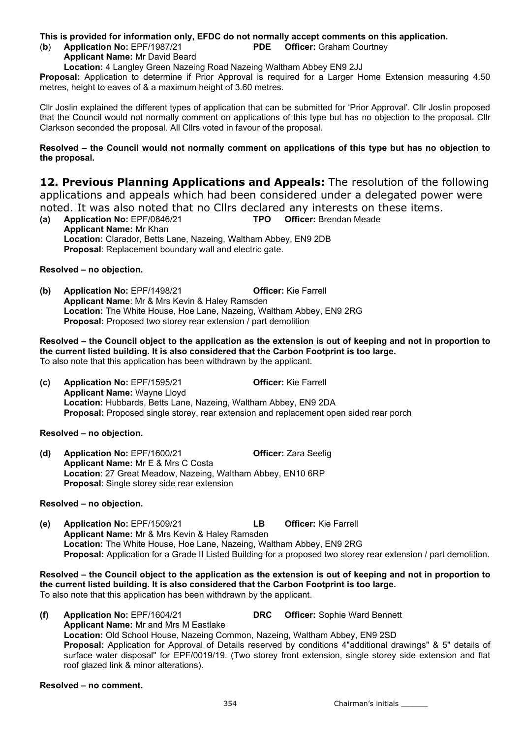**This is provided for information only, EFDC do not normally accept comments on this application.**

(**b**) **Application No:** EPF/1987/21 **PDE** **Officer:** Graham Courtney
**Applicant Name:** Mr David Beard
**Location:** 4 Langley Green Nazeing Road Nazeing Waltham Abbey EN9 2JJ

**Proposal:** Application to determine if Prior Approval is required for a Larger Home Extension measuring 4.50 metres, height to eaves of & a maximum height of 3.60 metres.

Cllr Joslin explained the different types of application that can be submitted for 'Prior Approval'. Cllr Joslin proposed that the Council would not normally comment on applications of this type but has no objection to the proposal. Cllr Clarkson seconded the proposal. All Cllrs voted in favour of the proposal.

**Resolved – the Council would not normally comment on applications of this type but has no objection to the proposal.**

## 12. Previous Planning Applications and Appeals: The resolution of the following applications and appeals which had been considered under a delegated power were noted. It was also noted that no Cllrs declared any interests on these items.

**(a) Application No:** EPF/0846/21 **TPO** **Officer:** Brendan Meade
**Applicant Name:** Mr Khan
**Location:** Clarador, Betts Lane, Nazeing, Waltham Abbey, EN9 2DB
**Proposal**: Replacement boundary wall and electric gate.

**Resolved – no objection.**

**(b) Application No:** EPF/1498/21 **Officer:** Kie Farrell
**Applicant Name**: Mr & Mrs Kevin & Haley Ramsden
**Location:** The White House, Hoe Lane, Nazeing, Waltham Abbey, EN9 2RG
**Proposal:** Proposed two storey rear extension / part demolition

**Resolved – the Council object to the application as the extension is out of keeping and not in proportion to the current listed building. It is also considered that the Carbon Footprint is too large.**
To also note that this application has been withdrawn by the applicant.

**(c) Application No:** EPF/1595/21 **Officer:** Kie Farrell
**Applicant Name:** Wayne Lloyd
**Location:** Hubbards, Betts Lane, Nazeing, Waltham Abbey, EN9 2DA
**Proposal:** Proposed single storey, rear extension and replacement open sided rear porch

**Resolved – no objection.**

**(d) Application No:** EPF/1600/21 **Officer:** Zara Seelig
**Applicant Name:** Mr E & Mrs C Costa
**Location**: 27 Great Meadow, Nazeing, Waltham Abbey, EN10 6RP
**Proposal**: Single storey side rear extension

**Resolved – no objection.**

**(e) Application No:** EPF/1509/21 **LB** **Officer:** Kie Farrell
**Applicant Name:** Mr & Mrs Kevin & Haley Ramsden
**Location:** The White House, Hoe Lane, Nazeing, Waltham Abbey, EN9 2RG
**Proposal:** Application for a Grade II Listed Building for a proposed two storey rear extension / part demolition.

**Resolved – the Council object to the application as the extension is out of keeping and not in proportion to the current listed building. It is also considered that the Carbon Footprint is too large.**
To also note that this application has been withdrawn by the applicant.

**(f) Application No:** EPF/1604/21 **DRC** **Officer:** Sophie Ward Bennett
**Applicant Name:** Mr and Mrs M Eastlake
**Location:** Old School House, Nazeing Common, Nazeing, Waltham Abbey, EN9 2SD
**Proposal:** Application for Approval of Details reserved by conditions 4"additional drawings" & 5" details of surface water disposal" for EPF/0019/19. (Two storey front extension, single storey side extension and flat roof glazed link & minor alterations).

**Resolved – no comment.**

Chairman's initials ______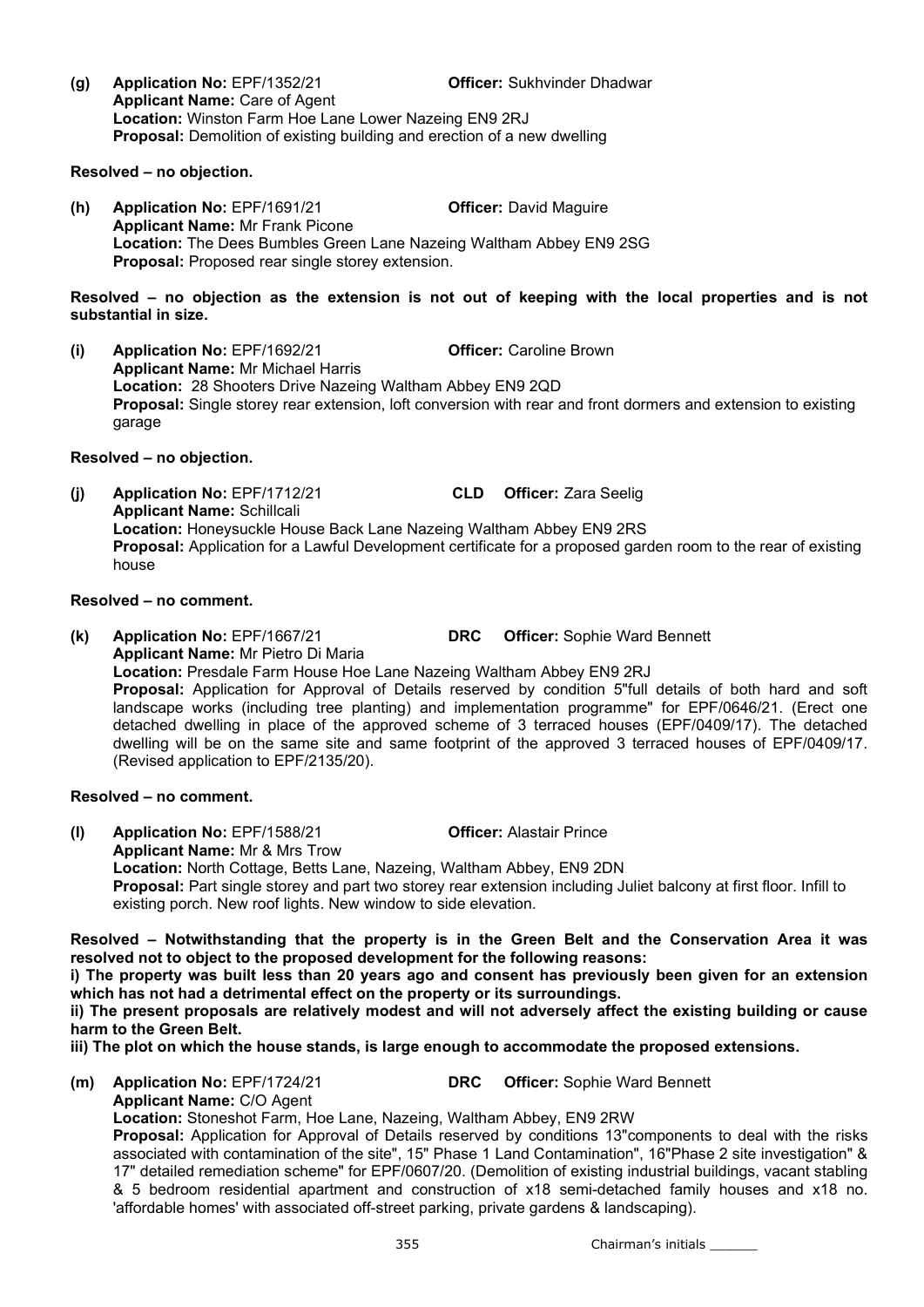**(g) Application No:** EPF/1352/21 **Officer:** Sukhvinder Dhadwar
**Applicant Name:** Care of Agent
**Location:** Winston Farm Hoe Lane Lower Nazeing EN9 2RJ
**Proposal:** Demolition of existing building and erection of a new dwelling

**Resolved – no objection.**

**(h) Application No:** EPF/1691/21 **Officer:** David Maguire
**Applicant Name:** Mr Frank Picone
**Location:** The Dees Bumbles Green Lane Nazeing Waltham Abbey EN9 2SG
**Proposal:** Proposed rear single storey extension.

**Resolved – no objection as the extension is not out of keeping with the local properties and is not substantial in size.**

**(i) Application No:** EPF/1692/21 **Officer:** Caroline Brown
**Applicant Name:** Mr Michael Harris
**Location:** 28 Shooters Drive Nazeing Waltham Abbey EN9 2QD
**Proposal:** Single storey rear extension, loft conversion with rear and front dormers and extension to existing garage

**Resolved – no objection.**

**(j) Application No:** EPF/1712/21 **CLD Officer:** Zara Seelig
**Applicant Name:** Schillcali
**Location:** Honeysuckle House Back Lane Nazeing Waltham Abbey EN9 2RS
**Proposal:** Application for a Lawful Development certificate for a proposed garden room to the rear of existing house

**Resolved – no comment.**

**(k) Application No:** EPF/1667/21 **DRC Officer:** Sophie Ward Bennett
**Applicant Name:** Mr Pietro Di Maria
**Location:** Presdale Farm House Hoe Lane Nazeing Waltham Abbey EN9 2RJ
**Proposal:** Application for Approval of Details reserved by condition 5"full details of both hard and soft landscape works (including tree planting) and implementation programme" for EPF/0646/21. (Erect one detached dwelling in place of the approved scheme of 3 terraced houses (EPF/0409/17). The detached dwelling will be on the same site and same footprint of the approved 3 terraced houses of EPF/0409/17. (Revised application to EPF/2135/20).

**Resolved – no comment.**

**(l) Application No:** EPF/1588/21 **Officer:** Alastair Prince
**Applicant Name:** Mr & Mrs Trow
**Location:** North Cottage, Betts Lane, Nazeing, Waltham Abbey, EN9 2DN
**Proposal:** Part single storey and part two storey rear extension including Juliet balcony at first floor. Infill to existing porch. New roof lights. New window to side elevation.

**Resolved – Notwithstanding that the property is in the Green Belt and the Conservation Area it was resolved not to object to the proposed development for the following reasons:**
**i) The property was built less than 20 years ago and consent has previously been given for an extension which has not had a detrimental effect on the property or its surroundings.**
**ii) The present proposals are relatively modest and will not adversely affect the existing building or cause harm to the Green Belt.**
**iii) The plot on which the house stands, is large enough to accommodate the proposed extensions.**

**(m) Application No:** EPF/1724/21 **DRC Officer:** Sophie Ward Bennett
**Applicant Name:** C/O Agent
**Location:** Stoneshot Farm, Hoe Lane, Nazeing, Waltham Abbey, EN9 2RW
**Proposal:** Application for Approval of Details reserved by conditions 13"components to deal with the risks associated with contamination of the site", 15" Phase 1 Land Contamination", 16"Phase 2 site investigation" & 17" detailed remediation scheme" for EPF/0607/20. (Demolition of existing industrial buildings, vacant stabling & 5 bedroom residential apartment and construction of x18 semi-detached family houses and x18 no. 'affordable homes' with associated off-street parking, private gardens & landscaping).

Chairman's initials \_\_\_\_\_\_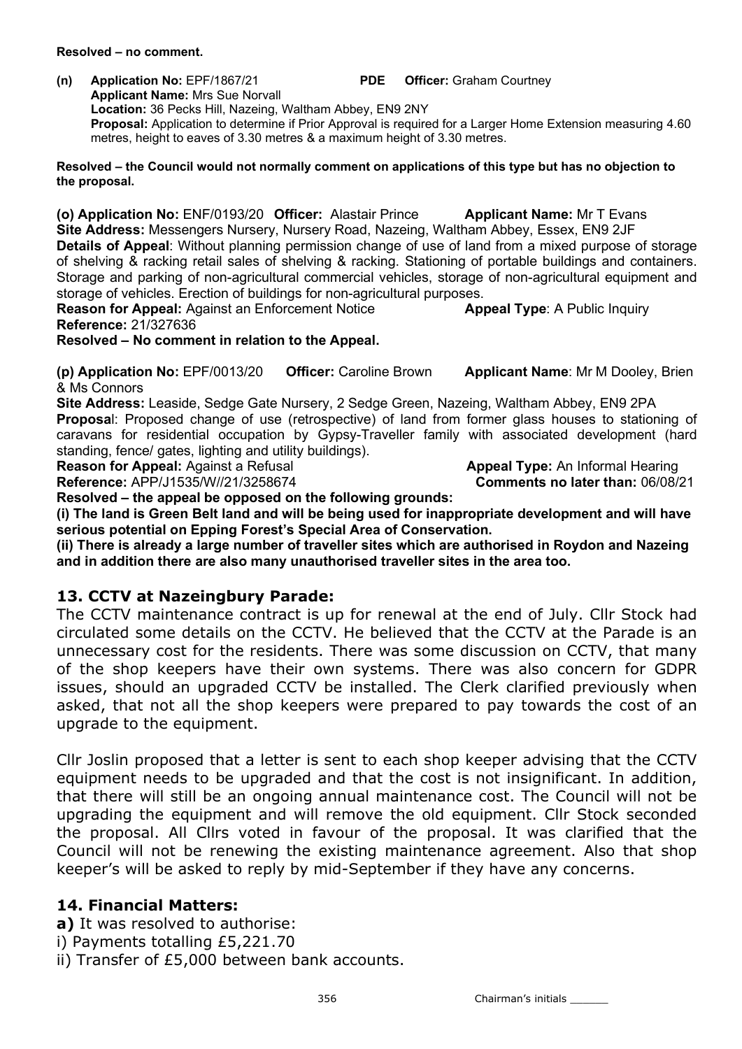**Resolved – no comment.**

**(n) Application No:** EPF/1867/21 **PDE Officer:** Graham Courtney
**Applicant Name:** Mrs Sue Norvall
**Location:** 36 Pecks Hill, Nazeing, Waltham Abbey, EN9 2NY
**Proposal:** Application to determine if Prior Approval is required for a Larger Home Extension measuring 4.60 metres, height to eaves of 3.30 metres & a maximum height of 3.30 metres.

**Resolved – the Council would not normally comment on applications of this type but has no objection to the proposal.**

**(o) Application No:** ENF/0193/20 **Officer:** Alastair Prince **Applicant Name:** Mr T Evans
**Site Address:** Messengers Nursery, Nursery Road, Nazeing, Waltham Abbey, Essex, EN9 2JF
**Details of Appeal**: Without planning permission change of use of land from a mixed purpose of storage of shelving & racking retail sales of shelving & racking. Stationing of portable buildings and containers. Storage and parking of non-agricultural commercial vehicles, storage of non-agricultural equipment and storage of vehicles. Erection of buildings for non-agricultural purposes.
**Reason for Appeal:** Against an Enforcement Notice **Appeal Type**: A Public Inquiry
**Reference:** 21/327636
**Resolved – No comment in relation to the Appeal.**

**(p) Application No:** EPF/0013/20 **Officer:** Caroline Brown **Applicant Name**: Mr M Dooley, Brien & Ms Connors
**Site Address:** Leaside, Sedge Gate Nursery, 2 Sedge Green, Nazeing, Waltham Abbey, EN9 2PA
**Proposal**: Proposed change of use (retrospective) of land from former glass houses to stationing of caravans for residential occupation by Gypsy-Traveller family with associated development (hard standing, fence/ gates, lighting and utility buildings).
**Reason for Appeal:** Against a Refusal **Appeal Type:** An Informal Hearing
**Reference:** APP/J1535/W//21/3258674 **Comments no later than:** 06/08/21
**Resolved – the appeal be opposed on the following grounds:**
**(i) The land is Green Belt land and will be being used for inappropriate development and will have serious potential on Epping Forest's Special Area of Conservation.**
**(ii) There is already a large number of traveller sites which are authorised in Roydon and Nazeing and in addition there are also many unauthorised traveller sites in the area too.**

## 13. CCTV at Nazeingbury Parade:

The CCTV maintenance contract is up for renewal at the end of July. Cllr Stock had circulated some details on the CCTV. He believed that the CCTV at the Parade is an unnecessary cost for the residents. There was some discussion on CCTV, that many of the shop keepers have their own systems. There was also concern for GDPR issues, should an upgraded CCTV be installed. The Clerk clarified previously when asked, that not all the shop keepers were prepared to pay towards the cost of an upgrade to the equipment.

Cllr Joslin proposed that a letter is sent to each shop keeper advising that the CCTV equipment needs to be upgraded and that the cost is not insignificant. In addition, that there will still be an ongoing annual maintenance cost. The Council will not be upgrading the equipment and will remove the old equipment. Cllr Stock seconded the proposal. All Cllrs voted in favour of the proposal. It was clarified that the Council will not be renewing the existing maintenance agreement. Also that shop keeper's will be asked to reply by mid-September if they have any concerns.

## 14. Financial Matters:

**a)** It was resolved to authorise:
i) Payments totalling £5,221.70
ii) Transfer of £5,000 between bank accounts.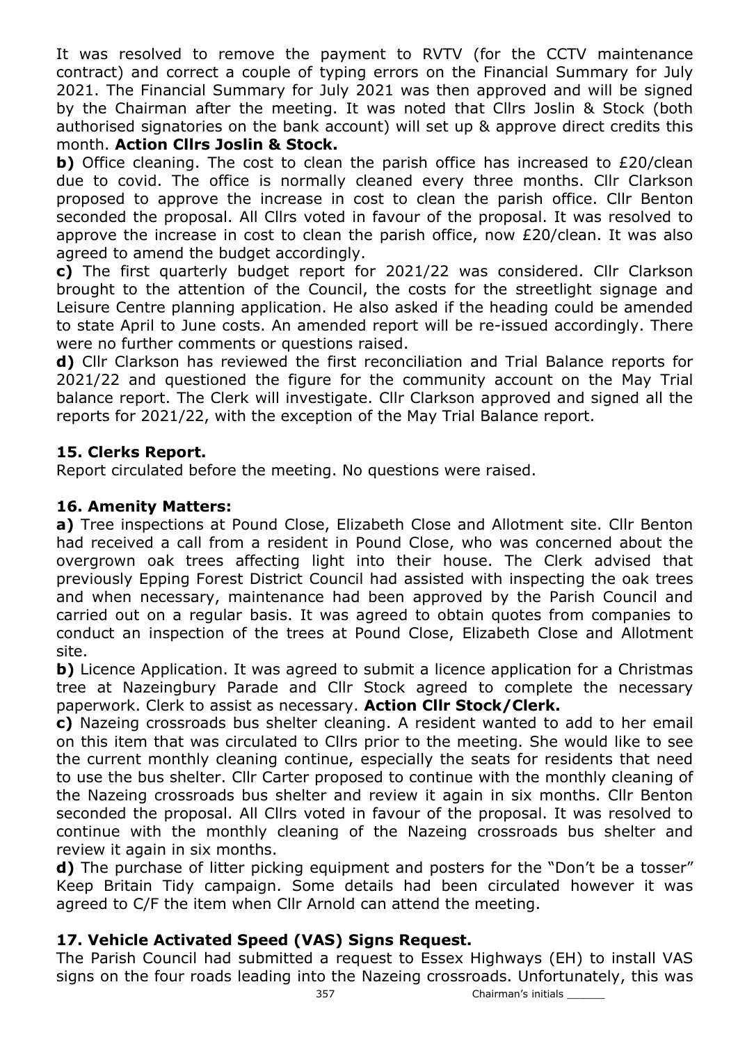It was resolved to remove the payment to RVTV (for the CCTV maintenance contract) and correct a couple of typing errors on the Financial Summary for July 2021. The Financial Summary for July 2021 was then approved and will be signed by the Chairman after the meeting. It was noted that Cllrs Joslin & Stock (both authorised signatories on the bank account) will set up & approve direct credits this month. **Action Cllrs Joslin & Stock.**

**b)** Office cleaning. The cost to clean the parish office has increased to £20/clean due to covid. The office is normally cleaned every three months. Cllr Clarkson proposed to approve the increase in cost to clean the parish office. Cllr Benton seconded the proposal. All Cllrs voted in favour of the proposal. It was resolved to approve the increase in cost to clean the parish office, now £20/clean. It was also agreed to amend the budget accordingly.

**c)** The first quarterly budget report for 2021/22 was considered. Cllr Clarkson brought to the attention of the Council, the costs for the streetlight signage and Leisure Centre planning application. He also asked if the heading could be amended to state April to June costs. An amended report will be re-issued accordingly. There were no further comments or questions raised.

**d)** Cllr Clarkson has reviewed the first reconciliation and Trial Balance reports for 2021/22 and questioned the figure for the community account on the May Trial balance report. The Clerk will investigate. Cllr Clarkson approved and signed all the reports for 2021/22, with the exception of the May Trial Balance report.

## 15. Clerks Report.

Report circulated before the meeting. No questions were raised.

## 16. Amenity Matters:

**a)** Tree inspections at Pound Close, Elizabeth Close and Allotment site. Cllr Benton had received a call from a resident in Pound Close, who was concerned about the overgrown oak trees affecting light into their house. The Clerk advised that previously Epping Forest District Council had assisted with inspecting the oak trees and when necessary, maintenance had been approved by the Parish Council and carried out on a regular basis. It was agreed to obtain quotes from companies to conduct an inspection of the trees at Pound Close, Elizabeth Close and Allotment site.

**b)** Licence Application. It was agreed to submit a licence application for a Christmas tree at Nazeingbury Parade and Cllr Stock agreed to complete the necessary paperwork. Clerk to assist as necessary. **Action Cllr Stock/Clerk.**

**c)** Nazeing crossroads bus shelter cleaning. A resident wanted to add to her email on this item that was circulated to Cllrs prior to the meeting. She would like to see the current monthly cleaning continue, especially the seats for residents that need to use the bus shelter. Cllr Carter proposed to continue with the monthly cleaning of the Nazeing crossroads bus shelter and review it again in six months. Cllr Benton seconded the proposal. All Cllrs voted in favour of the proposal. It was resolved to continue with the monthly cleaning of the Nazeing crossroads bus shelter and review it again in six months.

**d)** The purchase of litter picking equipment and posters for the "Don't be a tosser" Keep Britain Tidy campaign. Some details had been circulated however it was agreed to C/F the item when Cllr Arnold can attend the meeting.

## 17. Vehicle Activated Speed (VAS) Signs Request.

The Parish Council had submitted a request to Essex Highways (EH) to install VAS signs on the four roads leading into the Nazeing crossroads. Unfortunately, this was

Chairman's initials ______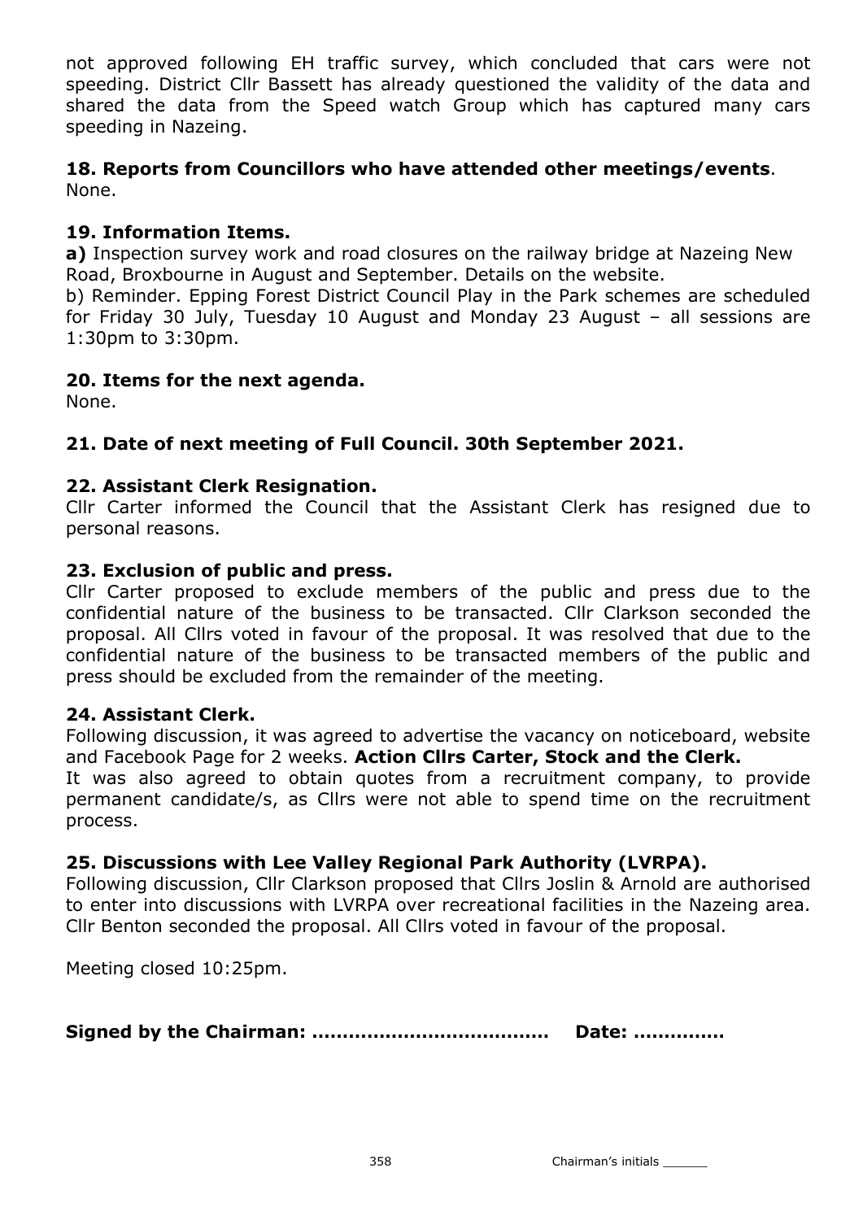not approved following EH traffic survey, which concluded that cars were not speeding. District Cllr Bassett has already questioned the validity of the data and shared the data from the Speed watch Group which has captured many cars speeding in Nazeing.

**18. Reports from Councillors who have attended other meetings/events**.
None.

**19. Information Items.**

**a)** Inspection survey work and road closures on the railway bridge at Nazeing New Road, Broxbourne in August and September. Details on the website.

b) Reminder. Epping Forest District Council Play in the Park schemes are scheduled for Friday 30 July, Tuesday 10 August and Monday 23 August – all sessions are 1:30pm to 3:30pm.

**20. Items for the next agenda.**
None.

**21. Date of next meeting of Full Council. 30th September 2021.**

**22. Assistant Clerk Resignation.**
Cllr Carter informed the Council that the Assistant Clerk has resigned due to personal reasons.

**23. Exclusion of public and press.**
Cllr Carter proposed to exclude members of the public and press due to the confidential nature of the business to be transacted. Cllr Clarkson seconded the proposal. All Cllrs voted in favour of the proposal. It was resolved that due to the confidential nature of the business to be transacted members of the public and press should be excluded from the remainder of the meeting.

**24. Assistant Clerk.**
Following discussion, it was agreed to advertise the vacancy on noticeboard, website and Facebook Page for 2 weeks. **Action Cllrs Carter, Stock and the Clerk.**
It was also agreed to obtain quotes from a recruitment company, to provide permanent candidate/s, as Cllrs were not able to spend time on the recruitment process.

**25. Discussions with Lee Valley Regional Park Authority (LVRPA).**
Following discussion, Cllr Clarkson proposed that Cllrs Joslin & Arnold are authorised to enter into discussions with LVRPA over recreational facilities in the Nazeing area. Cllr Benton seconded the proposal. All Cllrs voted in favour of the proposal.

Meeting closed 10:25pm.

**Signed by the Chairman: ……………………………… Date: ……………**

Chairman's initials ______